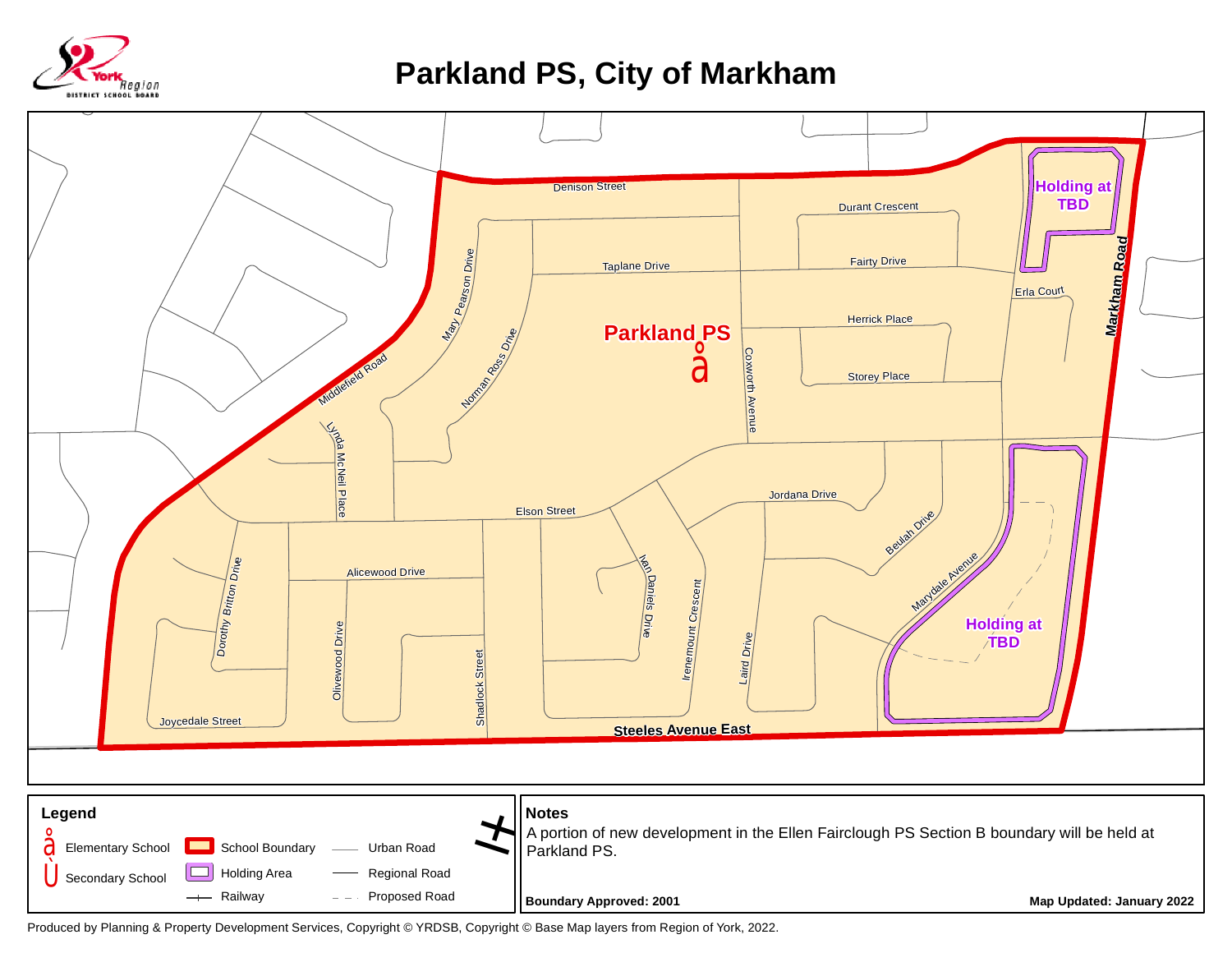# Parkland PS, City of Markham

Parkland PS

Denison Street, Durant Crescent, Taplane Drive, Fairty Drive, Erla Court, Herrick Place, Storey Place, Markham Road, Mary Pearson Drive, Norman Ross Drive, Middlefield Road, Coxworth Avenue, Lynda McNeil Place, Elson Street, Jordana Drive, Beulah Drive, Marydale Avenue, Alicewood Drive, Dorothy Britton Drive, Olivewood Drive, Shadlock Street, Ian Daniels Drive, Irenemount Crescent, Laird Drive, Joycedale Street, Steeles Avenue East

Holding at TBD

Holding at TBD

## Legend

- Elementary School
- Secondary School
- School Boundary
- Holding Area
- Railway
- Urban Road
- Regional Road
- Proposed Road

## Notes

A portion of new development in the Ellen Fairclough PS Section B boundary will be held at Parkland PS.

**Boundary Approved: 2001**

**Map Updated: January 2022**

Produced by Planning & Property Development Services, Copyright © YRDSB, Copyright © Base Map layers from Region of York, 2022.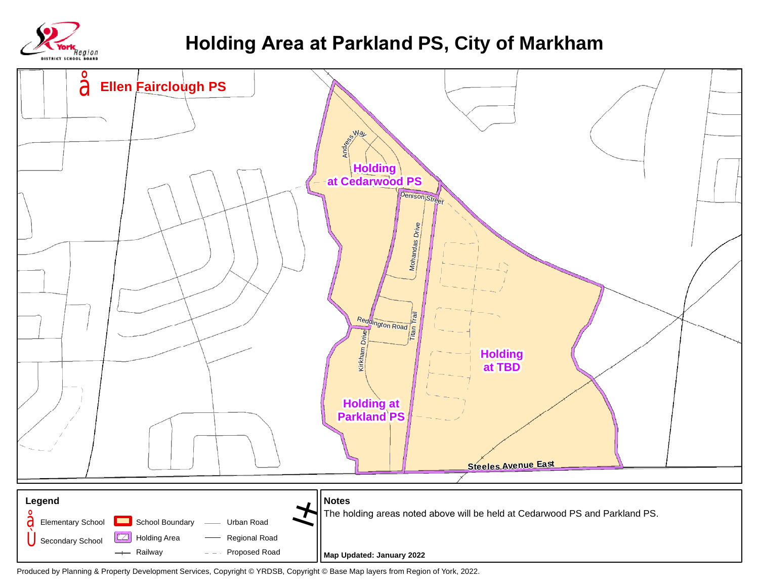# Holding Area at Parkland PS, City of Markham

Ellen Fairclough PS

Holding at Cedarwood PS

Holding at TBD

Holding at Parkland PS

Andress Way

Denison Street

Mohandas Drive

Reddington Road

Titan Trail

Kirkham Drive

Steeles Avenue East

**Legend**

Elementary School

Secondary School

School Boundary

Holding Area

Railway

Urban Road

Regional Road

Proposed Road

**Notes**

The holding areas noted above will be held at Cedarwood PS and Parkland PS.

**Map Updated: January 2022**

Produced by Planning & Property Development Services, Copyright © YRDSB, Copyright © Base Map layers from Region of York, 2022.